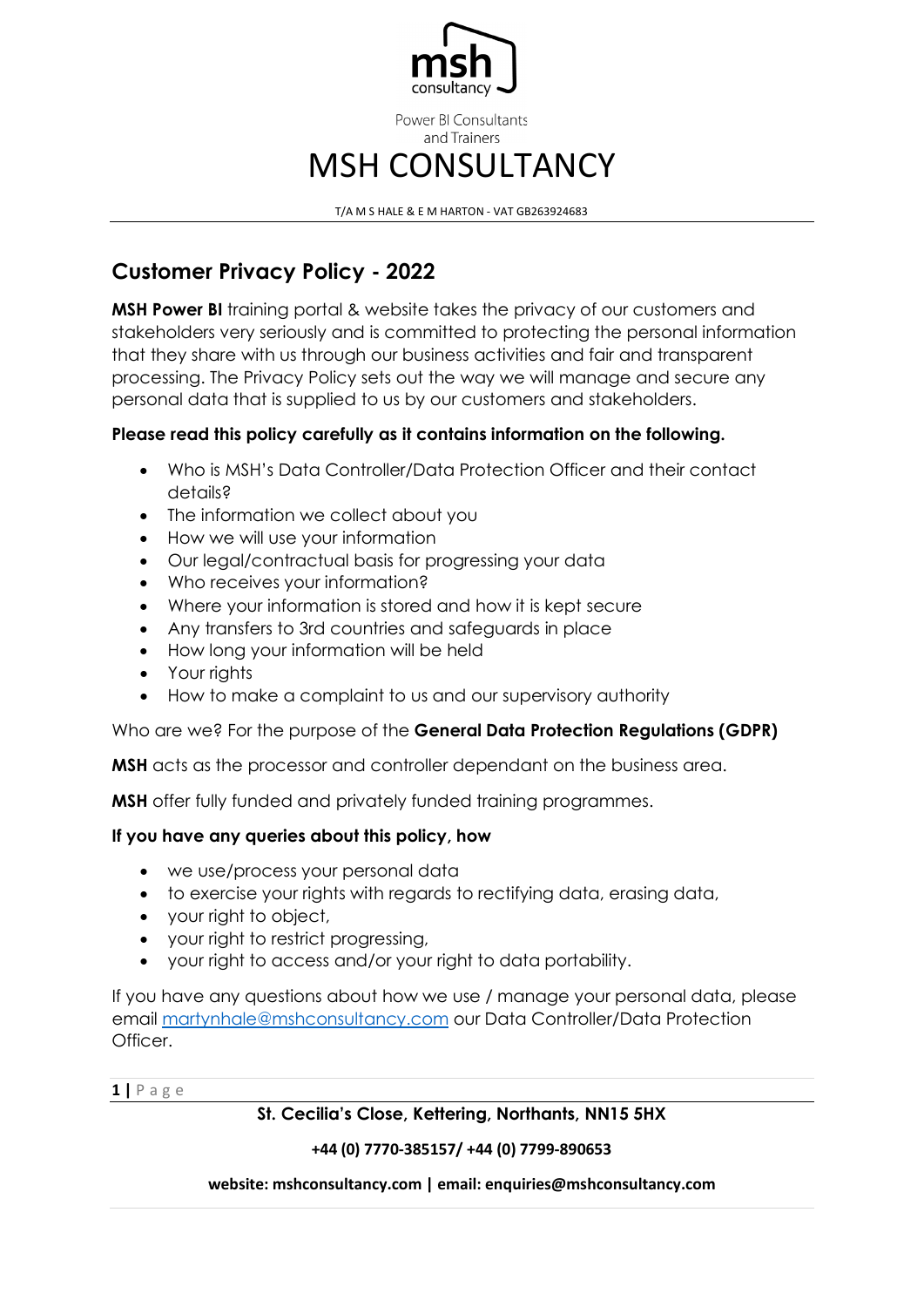Power BI Consultants and Trainers

# MSH CONSULTANCY

T/A M S HALE & E M HARTON - VAT GB263924683

## Customer Privacy Policy - 2022

**MSH Power BI** training portal & website takes the privacy of our customers and stakeholders very seriously and is committed to protecting the personal information that they share with us through our business activities and fair and transparent processing. The Privacy Policy sets out the way we will manage and secure any personal data that is supplied to us by our customers and stakeholders.

**Please read this policy carefully as it contains information on the following.**

- Who is MSH's Data Controller/Data Protection Officer and their contact details?
- The information we collect about you
- How we will use your information
- Our legal/contractual basis for progressing your data
- Who receives your information?
- Where your information is stored and how it is kept secure
- Any transfers to 3rd countries and safeguards in place
- How long your information will be held
- Your rights
- How to make a complaint to us and our supervisory authority

Who are we? For the purpose of the **General Data Protection Regulations (GDPR)**

**MSH** acts as the processor and controller dependant on the business area.

**MSH** offer fully funded and privately funded training programmes.

**If you have any queries about this policy, how**

- we use/process your personal data
- to exercise your rights with regards to rectifying data, erasing data,
- your right to object,
- your right to restrict progressing,
- your right to access and/or your right to data portability.

If you have any questions about how we use / manage your personal data, please email martynhale@mshconsultancy.com our Data Controller/Data Protection Officer.

**St. Cecilia's Close, Kettering, Northants, NN15 5HX**

**+44 (0) 7770-385157/ +44 (0) 7799-890653**

**website: mshconsultancy.com | email: enquiries@mshconsultancy.com**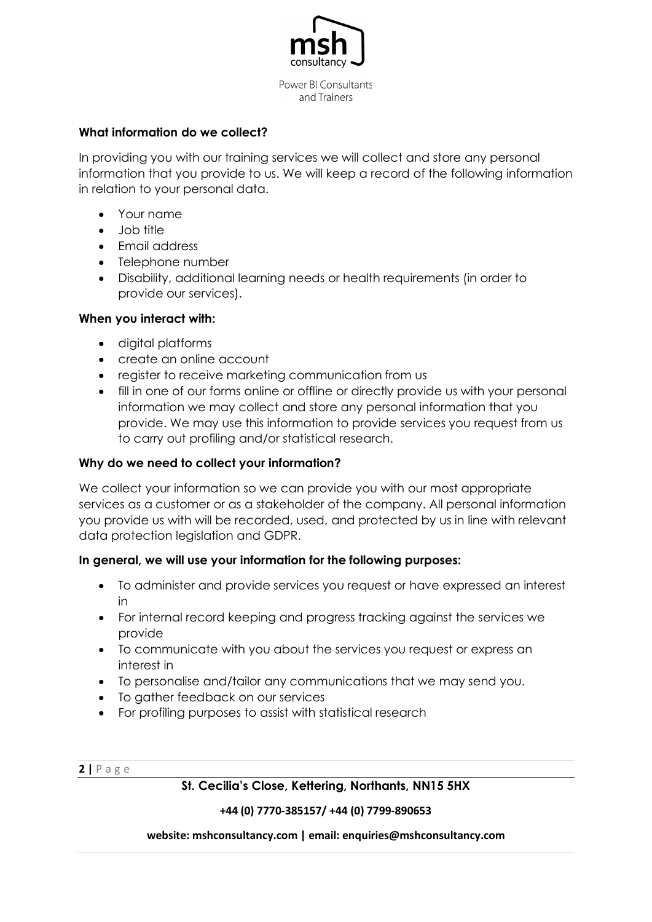**What information do we collect?**

In providing you with our training services we will collect and store any personal information that you provide to us. We will keep a record of the following information in relation to your personal data.

- Your name
- Job title
- Email address
- Telephone number
- Disability, additional learning needs or health requirements (in order to provide our services).

**When you interact with:**

- digital platforms
- create an online account
- register to receive marketing communication from us
- fill in one of our forms online or offline or directly provide us with your personal information we may collect and store any personal information that you provide. We may use this information to provide services you request from us to carry out profiling and/or statistical research.

**Why do we need to collect your information?**

We collect your information so we can provide you with our most appropriate services as a customer or as a stakeholder of the company. All personal information you provide us with will be recorded, used, and protected by us in line with relevant data protection legislation and GDPR.

**In general, we will use your information for the following purposes:**

- To administer and provide services you request or have expressed an interest in
- For internal record keeping and progress tracking against the services we provide
- To communicate with you about the services you request or express an interest in
- To personalise and/tailor any communications that we may send you.
- To gather feedback on our services
- For profiling purposes to assist with statistical research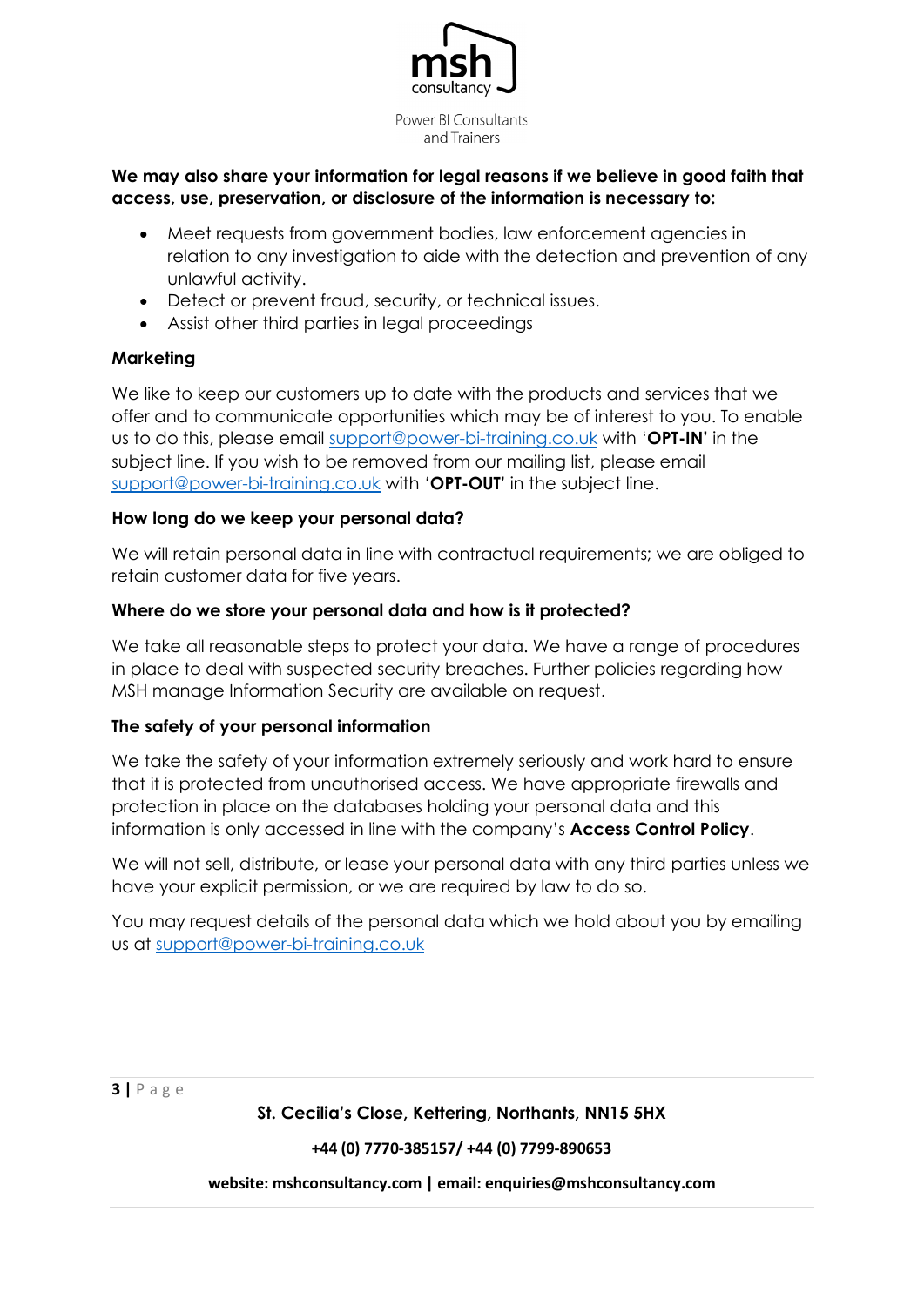**We may also share your information for legal reasons if we believe in good faith that access, use, preservation, or disclosure of the information is necessary to:**

- Meet requests from government bodies, law enforcement agencies in relation to any investigation to aide with the detection and prevention of any unlawful activity.
- Detect or prevent fraud, security, or technical issues.
- Assist other third parties in legal proceedings

**Marketing**

We like to keep our customers up to date with the products and services that we offer and to communicate opportunities which may be of interest to you. To enable us to do this, please email support@power-bi-training.co.uk with '**OPT-IN**' in the subject line. If you wish to be removed from our mailing list, please email support@power-bi-training.co.uk with '**OPT-OUT**' in the subject line.

**How long do we keep your personal data?**

We will retain personal data in line with contractual requirements; we are obliged to retain customer data for five years.

**Where do we store your personal data and how is it protected?**

We take all reasonable steps to protect your data. We have a range of procedures in place to deal with suspected security breaches. Further policies regarding how MSH manage Information Security are available on request.

**The safety of your personal information**

We take the safety of your information extremely seriously and work hard to ensure that it is protected from unauthorised access. We have appropriate firewalls and protection in place on the databases holding your personal data and this information is only accessed in line with the company's **Access Control Policy**.

We will not sell, distribute, or lease your personal data with any third parties unless we have your explicit permission, or we are required by law to do so.

You may request details of the personal data which we hold about you by emailing us at support@power-bi-training.co.uk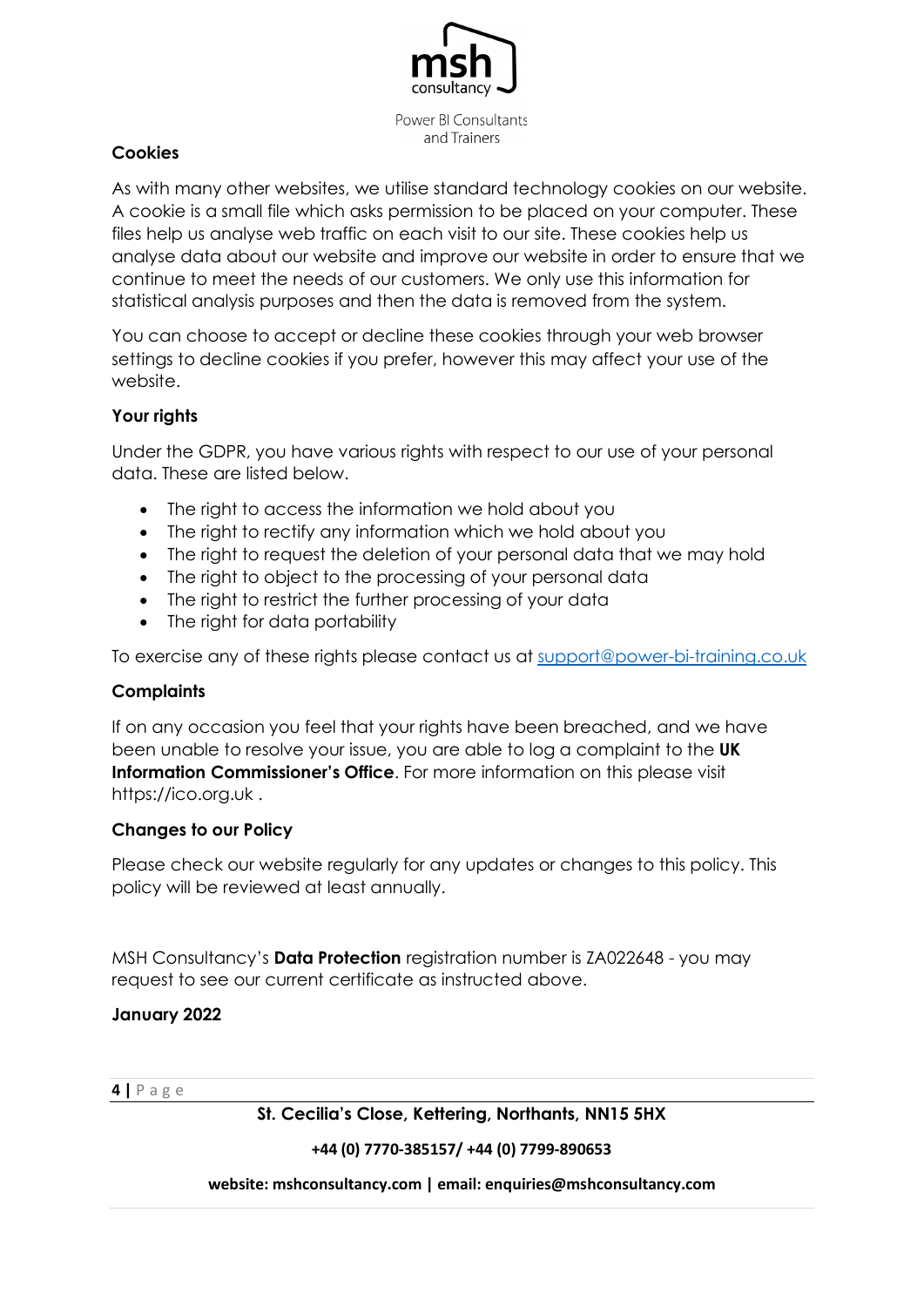### Cookies

As with many other websites, we utilise standard technology cookies on our website. A cookie is a small file which asks permission to be placed on your computer. These files help us analyse web traffic on each visit to our site. These cookies help us analyse data about our website and improve our website in order to ensure that we continue to meet the needs of our customers. We only use this information for statistical analysis purposes and then the data is removed from the system.

You can choose to accept or decline these cookies through your web browser settings to decline cookies if you prefer, however this may affect your use of the website.

### Your rights

Under the GDPR, you have various rights with respect to our use of your personal data. These are listed below.

- The right to access the information we hold about you
- The right to rectify any information which we hold about you
- The right to request the deletion of your personal data that we may hold
- The right to object to the processing of your personal data
- The right to restrict the further processing of your data
- The right for data portability

To exercise any of these rights please contact us at support@power-bi-training.co.uk

### Complaints

If on any occasion you feel that your rights have been breached, and we have been unable to resolve your issue, you are able to log a complaint to the **UK Information Commissioner's Office**. For more information on this please visit https://ico.org.uk .

### Changes to our Policy

Please check our website regularly for any updates or changes to this policy. This policy will be reviewed at least annually.

MSH Consultancy's **Data Protection** registration number is ZA022648 - you may request to see our current certificate as instructed above.

**January 2022**